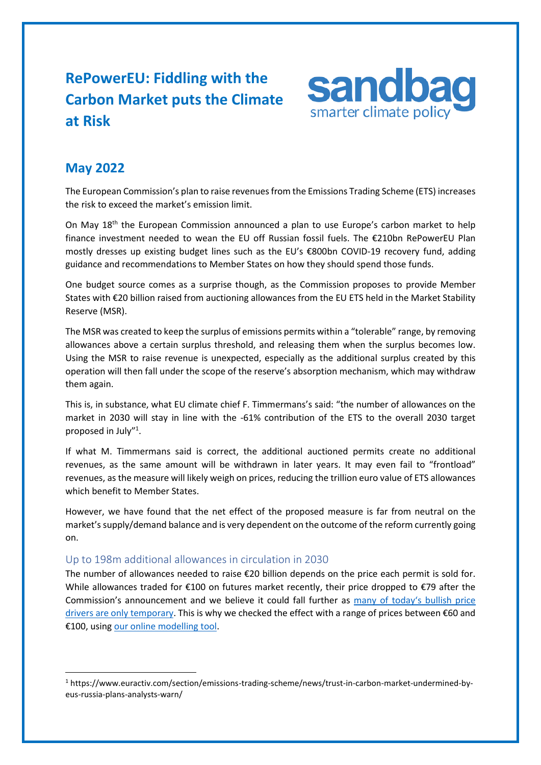# RePowerEU: Fiddling with the Carbon Market puts the Climate at Risk

sandbag
smarter climate policy

## May 2022

The European Commission's plan to raise revenues from the Emissions Trading Scheme (ETS) increases the risk to exceed the market's emission limit.

On May 18th the European Commission announced a plan to use Europe's carbon market to help finance investment needed to wean the EU off Russian fossil fuels. The €210bn RePowerEU Plan mostly dresses up existing budget lines such as the EU's €800bn COVID-19 recovery fund, adding guidance and recommendations to Member States on how they should spend those funds.

One budget source comes as a surprise though, as the Commission proposes to provide Member States with €20 billion raised from auctioning allowances from the EU ETS held in the Market Stability Reserve (MSR).

The MSR was created to keep the surplus of emissions permits within a "tolerable" range, by removing allowances above a certain surplus threshold, and releasing them when the surplus becomes low. Using the MSR to raise revenue is unexpected, especially as the additional surplus created by this operation will then fall under the scope of the reserve's absorption mechanism, which may withdraw them again.

This is, in substance, what EU climate chief F. Timmermans's said: "the number of allowances on the market in 2030 will stay in line with the -61% contribution of the ETS to the overall 2030 target proposed in July"[1].

If what M. Timmermans said is correct, the additional auctioned permits create no additional revenues, as the same amount will be withdrawn in later years. It may even fail to "frontload" revenues, as the measure will likely weigh on prices, reducing the trillion euro value of ETS allowances which benefit to Member States.

However, we have found that the net effect of the proposed measure is far from neutral on the market's supply/demand balance and is very dependent on the outcome of the reform currently going on.

### Up to 198m additional allowances in circulation in 2030

The number of allowances needed to raise €20 billion depends on the price each permit is sold for. While allowances traded for €100 on futures market recently, their price dropped to €79 after the Commission's announcement and we believe it could fall further as [many of today's bullish price drivers are only temporary](). This is why we checked the effect with a range of prices between €60 and €100, using [our online modelling tool]().

---

[1] https://www.euractiv.com/section/emissions-trading-scheme/news/trust-in-carbon-market-undermined-by-eus-russia-plans-analysts-warn/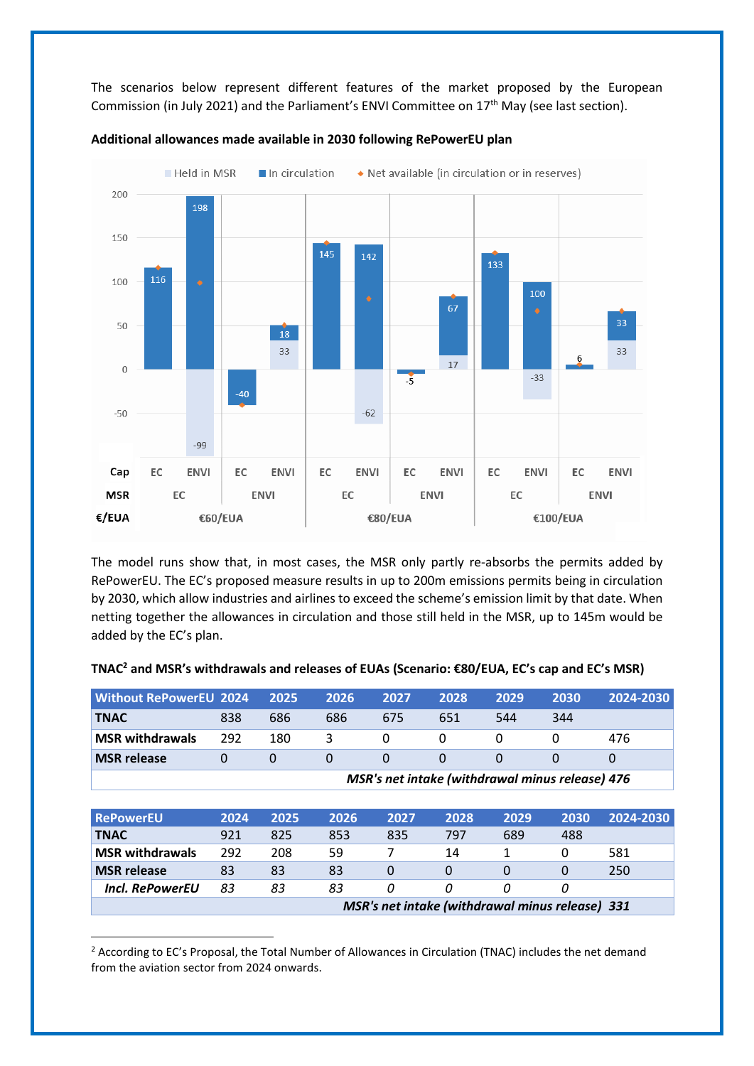The scenarios below represent different features of the market proposed by the European Commission (in July 2021) and the Parliament's ENVI Committee on 17th May (see last section).

**Additional allowances made available in 2030 following RePowerEU plan**

The model runs show that, in most cases, the MSR only partly re-absorbs the permits added by RePowerEU. The EC's proposed measure results in up to 200m emissions permits being in circulation by 2030, which allow industries and airlines to exceed the scheme's emission limit by that date. When netting together the allowances in circulation and those still held in the MSR, up to 145m would be added by the EC's plan.

**TNAC[2] and MSR's withdrawals and releases of EUAs (Scenario: €80/EUA, EC's cap and EC's MSR)**

| Without RePowerEU | 2024 | 2025 | 2026 | 2027 | 2028 | 2029 | 2030 | 2024-2030 |
|---|---|---|---|---|---|---|---|---|
| **TNAC** | 838 | 686 | 686 | 675 | 651 | 544 | 344 | |
| **MSR withdrawals** | 292 | 180 | 3 | 0 | 0 | 0 | 0 | 476 |
| **MSR release** | 0 | 0 | 0 | 0 | 0 | 0 | 0 | 0 |
| | | | | | | | ***MSR's net intake (withdrawal minus release)*** | ***476*** |

| RePowerEU | 2024 | 2025 | 2026 | 2027 | 2028 | 2029 | 2030 | 2024-2030 |
|---|---|---|---|---|---|---|---|---|
| **TNAC** | 921 | 825 | 853 | 835 | 797 | 689 | 488 | |
| **MSR withdrawals** | 292 | 208 | 59 | 7 | 14 | 1 | 0 | 581 |
| **MSR release** | 83 | 83 | 83 | 0 | 0 | 0 | 0 | 250 |
| ***Incl. RePowerEU*** | *83* | *83* | *83* | *0* | *0* | *0* | *0* | |
| | | | | | | | ***MSR's net intake (withdrawal minus release)*** | ***331*** |

[2] According to EC's Proposal, the Total Number of Allowances in Circulation (TNAC) includes the net demand from the aviation sector from 2024 onwards.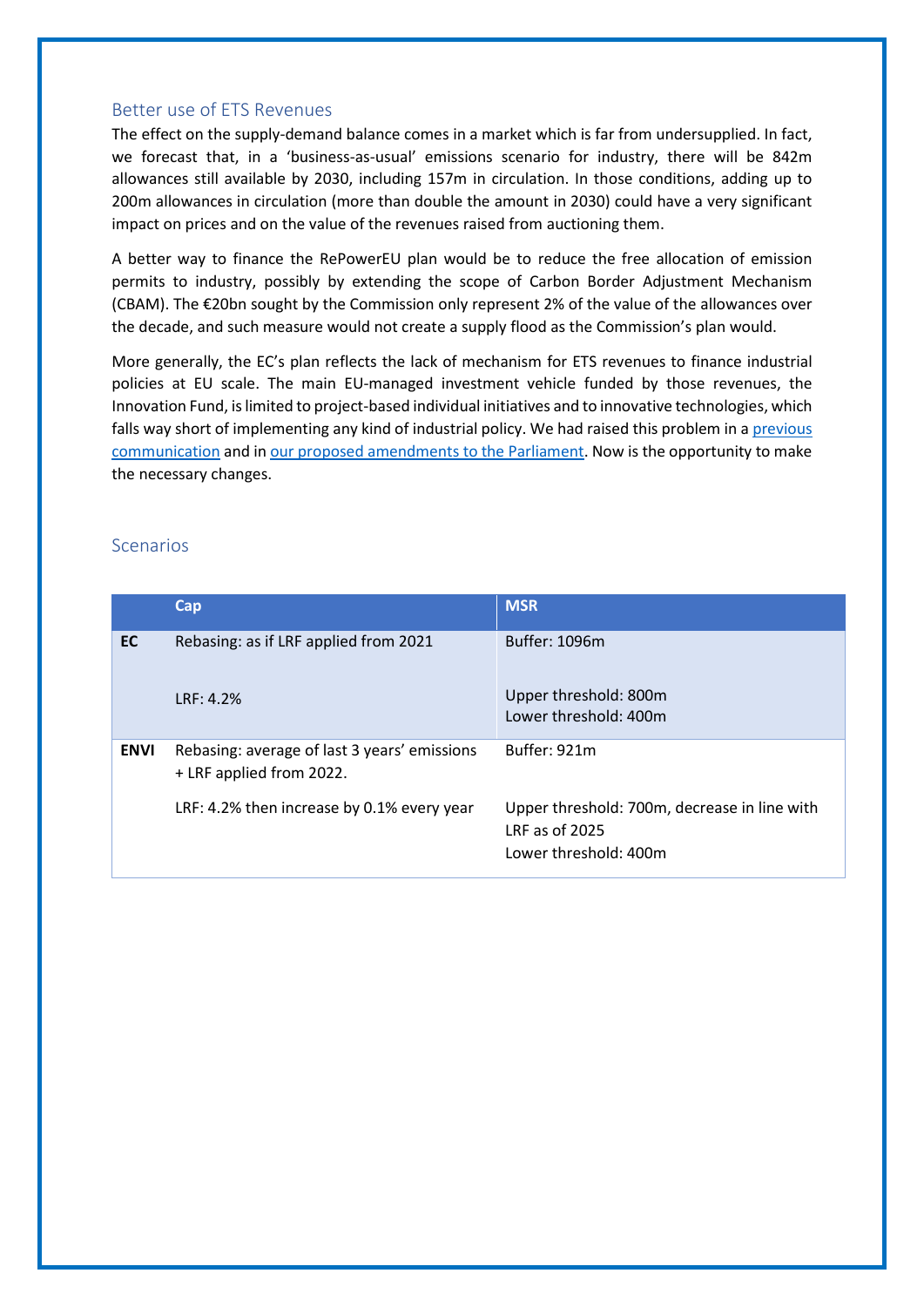## Better use of ETS Revenues

The effect on the supply-demand balance comes in a market which is far from undersupplied. In fact, we forecast that, in a 'business-as-usual' emissions scenario for industry, there will be 842m allowances still available by 2030, including 157m in circulation. In those conditions, adding up to 200m allowances in circulation (more than double the amount in 2030) could have a very significant impact on prices and on the value of the revenues raised from auctioning them.

A better way to finance the RePowerEU plan would be to reduce the free allocation of emission permits to industry, possibly by extending the scope of Carbon Border Adjustment Mechanism (CBAM). The €20bn sought by the Commission only represent 2% of the value of the allowances over the decade, and such measure would not create a supply flood as the Commission's plan would.

More generally, the EC's plan reflects the lack of mechanism for ETS revenues to finance industrial policies at EU scale. The main EU-managed investment vehicle funded by those revenues, the Innovation Fund, is limited to project-based individual initiatives and to innovative technologies, which falls way short of implementing any kind of industrial policy. We had raised this problem in a previous communication and in our proposed amendments to the Parliament. Now is the opportunity to make the necessary changes.

## Scenarios

| | Cap | MSR |
|---|---|---|
| **EC** | Rebasing: as if LRF applied from 2021 | Buffer: 1096m |
| | LRF: 4.2% | Upper threshold: 800m<br>Lower threshold: 400m |
| **ENVI** | Rebasing: average of last 3 years' emissions + LRF applied from 2022. | Buffer: 921m |
| | LRF: 4.2% then increase by 0.1% every year | Upper threshold: 700m, decrease in line with LRF as of 2025<br>Lower threshold: 400m |